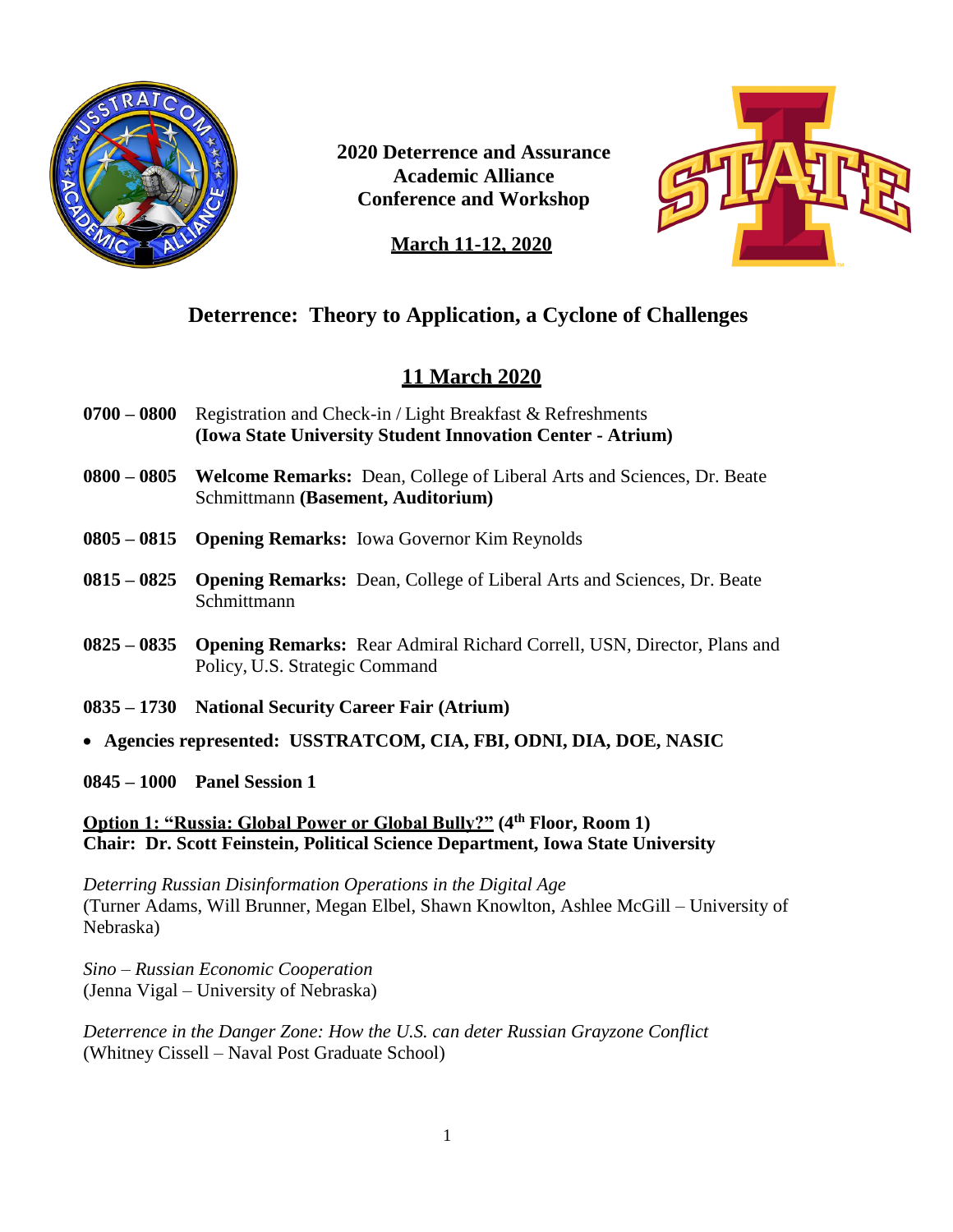# 2020 Deterrence and Assurance Academic Alliance Conference and Workshop

**March 11-12, 2020**

## Deterrence: Theory to Application, a Cyclone of Challenges

## 11 March 2020

**0700 – 0800** Registration and Check-in / Light Breakfast & Refreshments **(Iowa State University Student Innovation Center - Atrium)**

**0800 – 0805** **Welcome Remarks:** Dean, College of Liberal Arts and Sciences, Dr. Beate Schmittmann **(Basement, Auditorium)**

**0805 – 0815** **Opening Remarks:** Iowa Governor Kim Reynolds

**0815 – 0825** **Opening Remarks:** Dean, College of Liberal Arts and Sciences, Dr. Beate Schmittmann

**0825 – 0835** **Opening Remarks:** Rear Admiral Richard Correll, USN, Director, Plans and Policy, U.S. Strategic Command

**0835 – 1730** **National Security Career Fair (Atrium)**

- **Agencies represented: USSTRATCOM, CIA, FBI, ODNI, DIA, DOE, NASIC**

**0845 – 1000** **Panel Session 1**

**Option 1: "Russia: Global Power or Global Bully?" (4th Floor, Room 1)**
**Chair: Dr. Scott Feinstein, Political Science Department, Iowa State University**

*Deterring Russian Disinformation Operations in the Digital Age*
(Turner Adams, Will Brunner, Megan Elbel, Shawn Knowlton, Ashlee McGill – University of Nebraska)

*Sino – Russian Economic Cooperation*
(Jenna Vigal – University of Nebraska)

*Deterrence in the Danger Zone: How the U.S. can deter Russian Grayzone Conflict*
(Whitney Cissell – Naval Post Graduate School)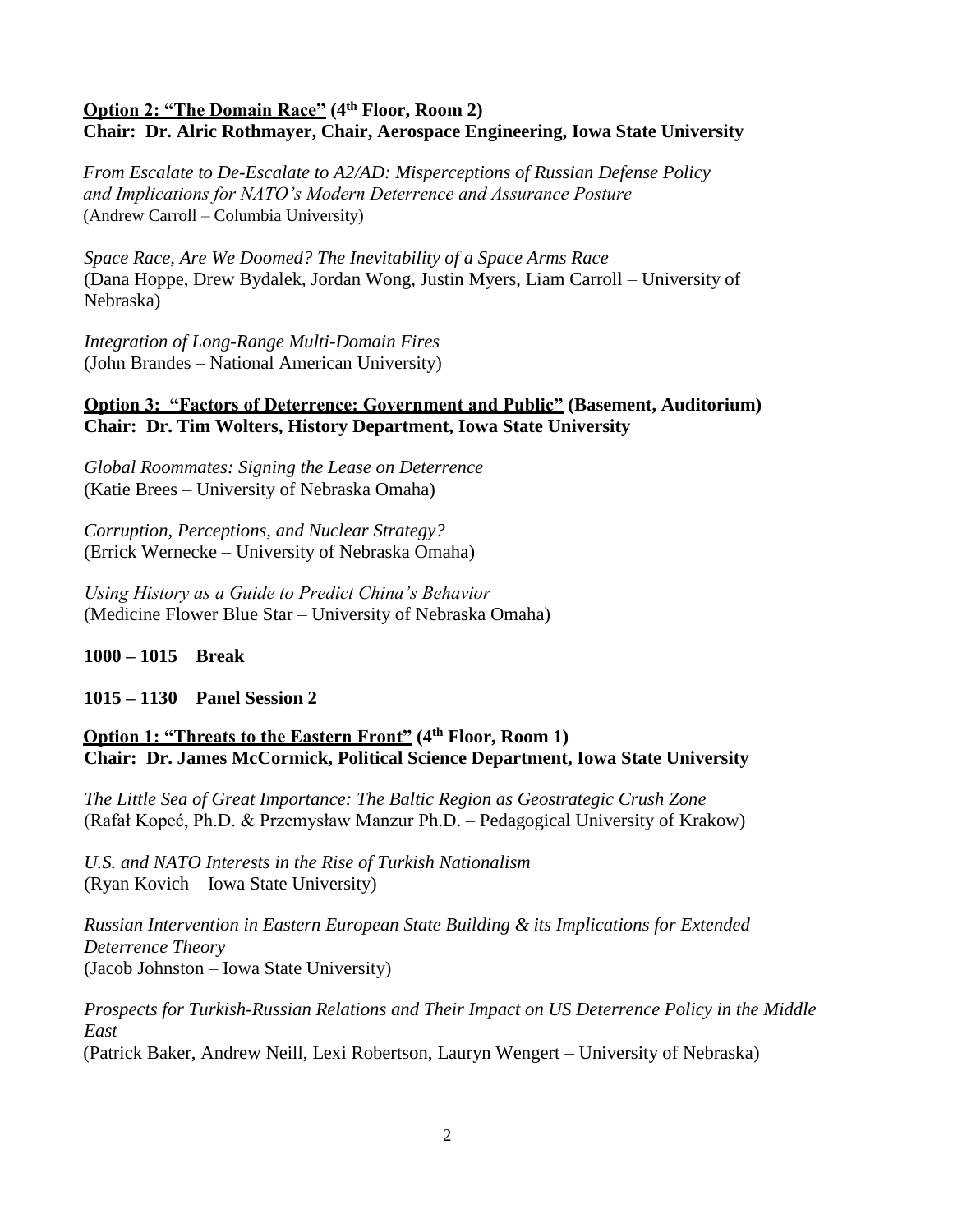**Option 2: "The Domain Race" (4th Floor, Room 2)**
**Chair: Dr. Alric Rothmayer, Chair, Aerospace Engineering, Iowa State University**

*From Escalate to De-Escalate to A2/AD: Misperceptions of Russian Defense Policy and Implications for NATO's Modern Deterrence and Assurance Posture*
(Andrew Carroll – Columbia University)

*Space Race, Are We Doomed? The Inevitability of a Space Arms Race*
(Dana Hoppe, Drew Bydalek, Jordan Wong, Justin Myers, Liam Carroll – University of Nebraska)

*Integration of Long-Range Multi-Domain Fires*
(John Brandes – National American University)

**Option 3: "Factors of Deterrence: Government and Public" (Basement, Auditorium)**
**Chair: Dr. Tim Wolters, History Department, Iowa State University**

*Global Roommates: Signing the Lease on Deterrence*
(Katie Brees – University of Nebraska Omaha)

*Corruption, Perceptions, and Nuclear Strategy?*
(Errick Wernecke – University of Nebraska Omaha)

*Using History as a Guide to Predict China's Behavior*
(Medicine Flower Blue Star – University of Nebraska Omaha)

**1000 – 1015 Break**

**1015 – 1130 Panel Session 2**

**Option 1: "Threats to the Eastern Front" (4th Floor, Room 1)**
**Chair: Dr. James McCormick, Political Science Department, Iowa State University**

*The Little Sea of Great Importance: The Baltic Region as Geostrategic Crush Zone*
(Rafał Kopeć, Ph.D. & Przemysław Manzur Ph.D. – Pedagogical University of Krakow)

*U.S. and NATO Interests in the Rise of Turkish Nationalism*
(Ryan Kovich – Iowa State University)

*Russian Intervention in Eastern European State Building & its Implications for Extended Deterrence Theory*
(Jacob Johnston – Iowa State University)

*Prospects for Turkish-Russian Relations and Their Impact on US Deterrence Policy in the Middle East*
(Patrick Baker, Andrew Neill, Lexi Robertson, Lauryn Wengert – University of Nebraska)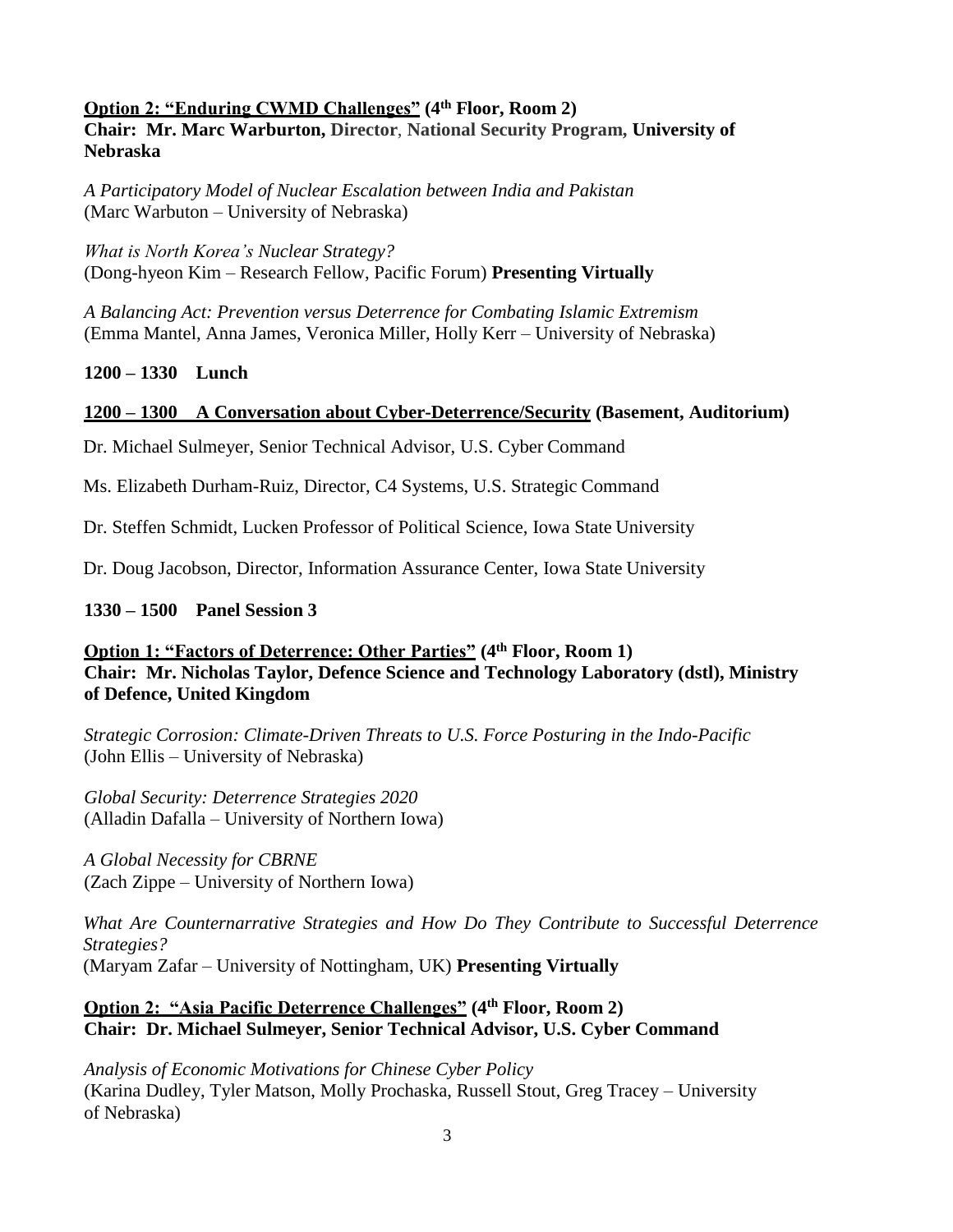**Option 2: "Enduring CWMD Challenges" (4th Floor, Room 2)**
**Chair: Mr. Marc Warburton, Director, National Security Program, University of Nebraska**

*A Participatory Model of Nuclear Escalation between India and Pakistan*
(Marc Warbuton – University of Nebraska)

*What is North Korea's Nuclear Strategy?*
(Dong-hyeon Kim – Research Fellow, Pacific Forum) **Presenting Virtually**

*A Balancing Act: Prevention versus Deterrence for Combating Islamic Extremism*
(Emma Mantel, Anna James, Veronica Miller, Holly Kerr – University of Nebraska)

**1200 – 1330 Lunch**

**1200 – 1300 A Conversation about Cyber-Deterrence/Security (Basement, Auditorium)**

Dr. Michael Sulmeyer, Senior Technical Advisor, U.S. Cyber Command

Ms. Elizabeth Durham-Ruiz, Director, C4 Systems, U.S. Strategic Command

Dr. Steffen Schmidt, Lucken Professor of Political Science, Iowa State University

Dr. Doug Jacobson, Director, Information Assurance Center, Iowa State University

**1330 – 1500 Panel Session 3**

**Option 1: "Factors of Deterrence: Other Parties" (4th Floor, Room 1)**
**Chair: Mr. Nicholas Taylor, Defence Science and Technology Laboratory (dstl), Ministry of Defence, United Kingdom**

*Strategic Corrosion: Climate-Driven Threats to U.S. Force Posturing in the Indo-Pacific*
(John Ellis – University of Nebraska)

*Global Security: Deterrence Strategies 2020*
(Alladin Dafalla – University of Northern Iowa)

*A Global Necessity for CBRNE*
(Zach Zippe – University of Northern Iowa)

*What Are Counternarrative Strategies and How Do They Contribute to Successful Deterrence Strategies?*
(Maryam Zafar – University of Nottingham, UK) **Presenting Virtually**

**Option 2: "Asia Pacific Deterrence Challenges" (4th Floor, Room 2)**
**Chair: Dr. Michael Sulmeyer, Senior Technical Advisor, U.S. Cyber Command**

*Analysis of Economic Motivations for Chinese Cyber Policy*
(Karina Dudley, Tyler Matson, Molly Prochaska, Russell Stout, Greg Tracey – University of Nebraska)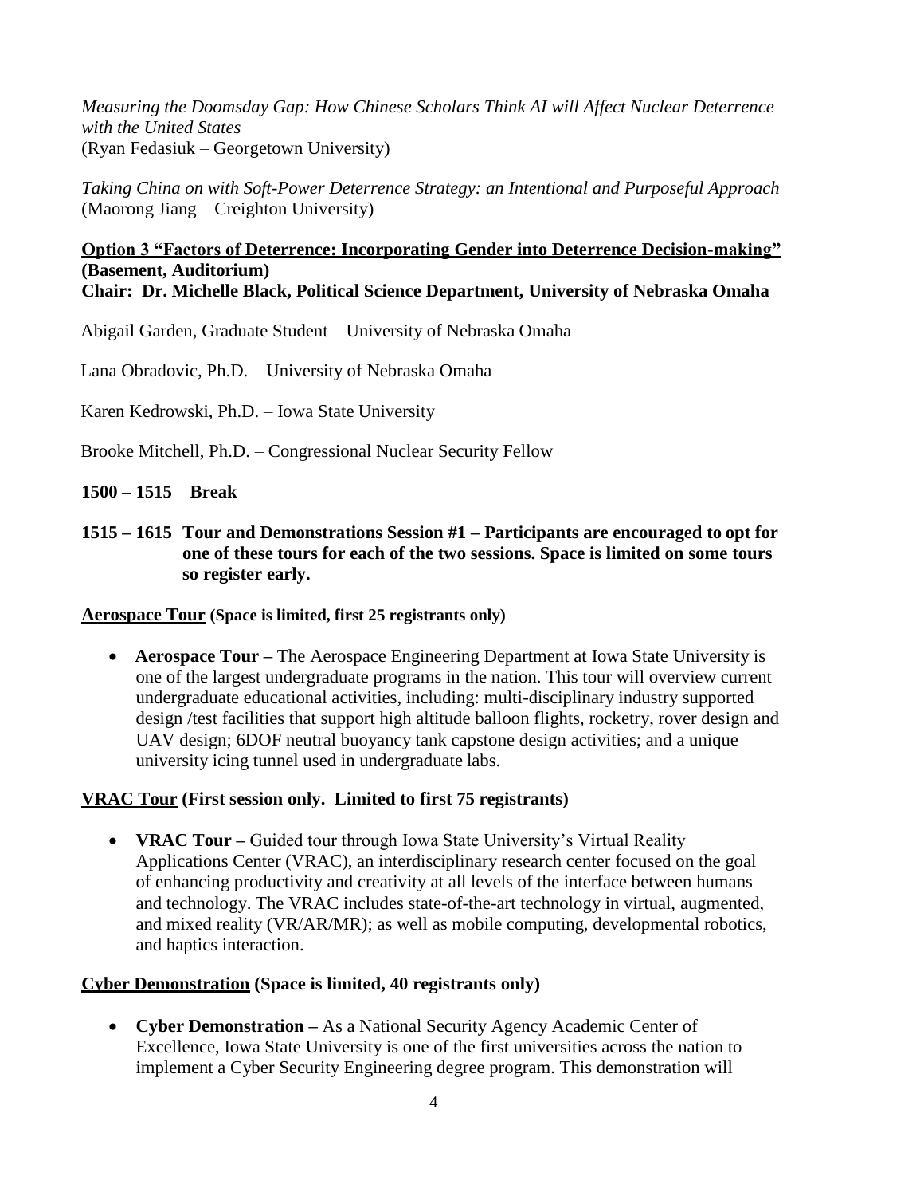*Measuring the Doomsday Gap: How Chinese Scholars Think AI will Affect Nuclear Deterrence with the United States*
(Ryan Fedasiuk – Georgetown University)

*Taking China on with Soft-Power Deterrence Strategy: an Intentional and Purposeful Approach*
(Maorong Jiang – Creighton University)

**<u>Option 3 "Factors of Deterrence: Incorporating Gender into Deterrence Decision-making"</u>**
**(Basement, Auditorium)**
**Chair: Dr. Michelle Black, Political Science Department, University of Nebraska Omaha**

Abigail Garden, Graduate Student – University of Nebraska Omaha

Lana Obradovic, Ph.D. – University of Nebraska Omaha

Karen Kedrowski, Ph.D. – Iowa State University

Brooke Mitchell, Ph.D. – Congressional Nuclear Security Fellow

**1500 – 1515 Break**

**1515 – 1615 Tour and Demonstrations Session #1 – Participants are encouraged to opt for one of these tours for each of the two sessions. Space is limited on some tours so register early.**

**<u>Aerospace Tour</u> (Space is limited, first 25 registrants only)**

- **Aerospace Tour –** The Aerospace Engineering Department at Iowa State University is one of the largest undergraduate programs in the nation. This tour will overview current undergraduate educational activities, including: multi-disciplinary industry supported design /test facilities that support high altitude balloon flights, rocketry, rover design and UAV design; 6DOF neutral buoyancy tank capstone design activities; and a unique university icing tunnel used in undergraduate labs.

**<u>VRAC Tour</u> (First session only. Limited to first 75 registrants)**

- **VRAC Tour –** Guided tour through Iowa State University's Virtual Reality Applications Center (VRAC), an interdisciplinary research center focused on the goal of enhancing productivity and creativity at all levels of the interface between humans and technology. The VRAC includes state-of-the-art technology in virtual, augmented, and mixed reality (VR/AR/MR); as well as mobile computing, developmental robotics, and haptics interaction.

**<u>Cyber Demonstration</u> (Space is limited, 40 registrants only)**

- **Cyber Demonstration –** As a National Security Agency Academic Center of Excellence, Iowa State University is one of the first universities across the nation to implement a Cyber Security Engineering degree program. This demonstration will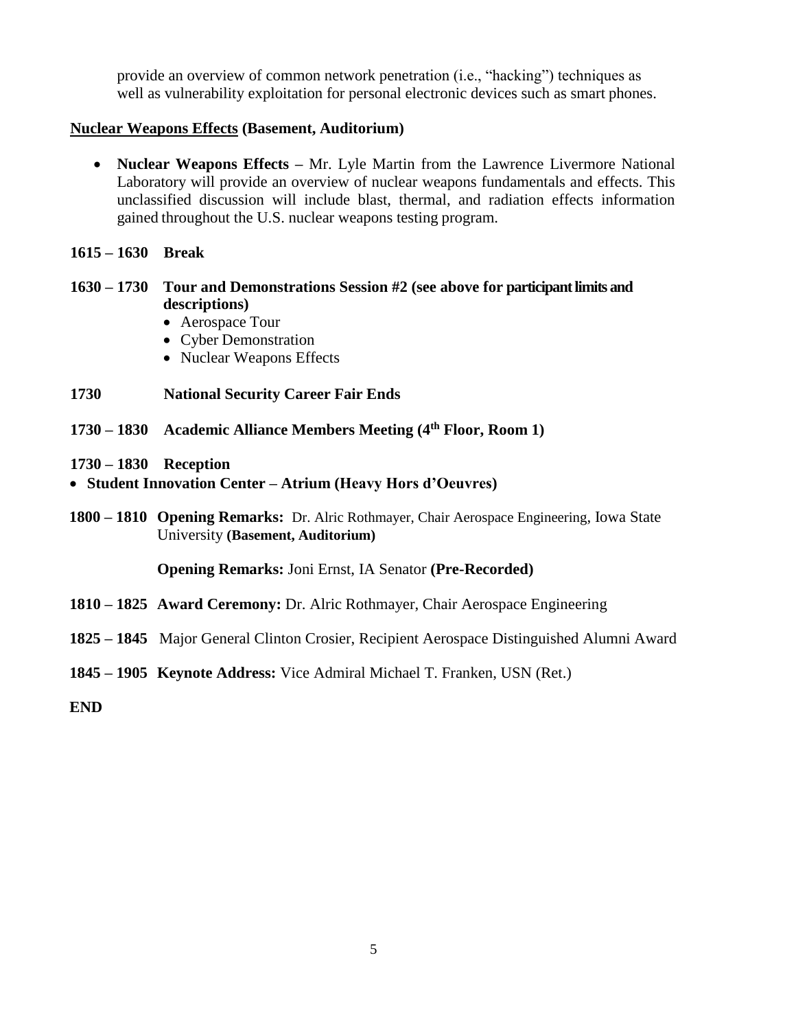provide an overview of common network penetration (i.e., "hacking") techniques as well as vulnerability exploitation for personal electronic devices such as smart phones.

**Nuclear Weapons Effects (Basement, Auditorium)**

- **Nuclear Weapons Effects –** Mr. Lyle Martin from the Lawrence Livermore National Laboratory will provide an overview of nuclear weapons fundamentals and effects. This unclassified discussion will include blast, thermal, and radiation effects information gained throughout the U.S. nuclear weapons testing program.

**1615 – 1630 Break**

**1630 – 1730 Tour and Demonstrations Session #2 (see above for participant limits and descriptions)**

- Aerospace Tour
- Cyber Demonstration
- Nuclear Weapons Effects

**1730 National Security Career Fair Ends**

**1730 – 1830 Academic Alliance Members Meeting (4th Floor, Room 1)**

**1730 – 1830 Reception**

- **Student Innovation Center – Atrium (Heavy Hors d'Oeuvres)**

**1800 – 1810 Opening Remarks:** Dr. Alric Rothmayer, Chair Aerospace Engineering, Iowa State University **(Basement, Auditorium)**

**Opening Remarks:** Joni Ernst, IA Senator **(Pre-Recorded)**

**1810 – 1825 Award Ceremony:** Dr. Alric Rothmayer, Chair Aerospace Engineering

**1825 – 1845** Major General Clinton Crosier, Recipient Aerospace Distinguished Alumni Award

**1845 – 1905 Keynote Address:** Vice Admiral Michael T. Franken, USN (Ret.)

**END**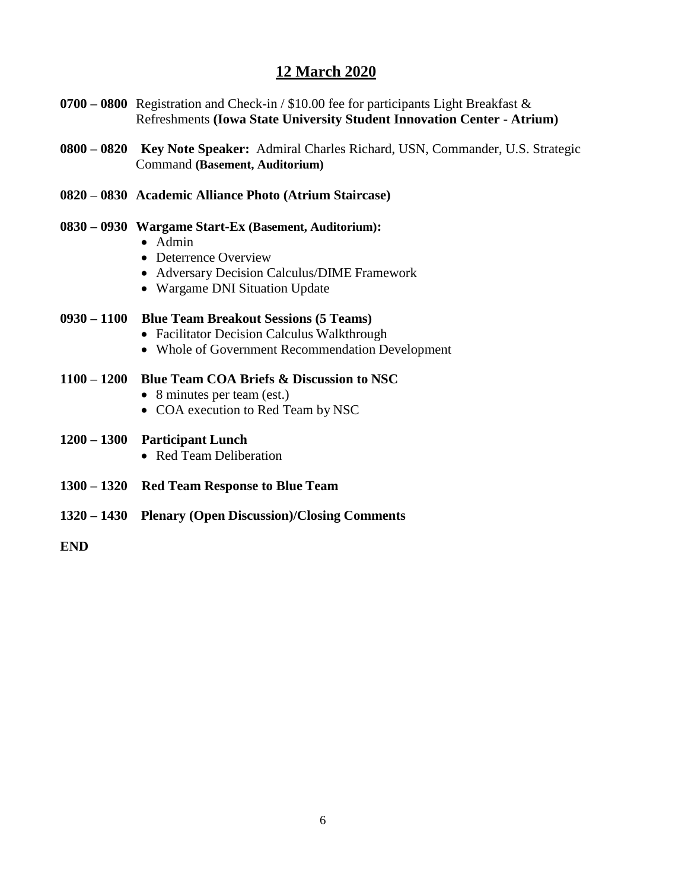## 12 March 2020

**0700 – 0800** Registration and Check-in / $10.00 fee for participants Light Breakfast & Refreshments **(Iowa State University Student Innovation Center - Atrium)**

**0800 – 0820** **Key Note Speaker:** Admiral Charles Richard, USN, Commander, U.S. Strategic Command **(Basement, Auditorium)**

**0820 – 0830** **Academic Alliance Photo (Atrium Staircase)**

**0830 – 0930** **Wargame Start-Ex (Basement, Auditorium):**

- Admin
- Deterrence Overview
- Adversary Decision Calculus/DIME Framework
- Wargame DNI Situation Update

**0930 – 1100** **Blue Team Breakout Sessions (5 Teams)**

- Facilitator Decision Calculus Walkthrough
- Whole of Government Recommendation Development

**1100 – 1200** **Blue Team COA Briefs & Discussion to NSC**

- 8 minutes per team (est.)
- COA execution to Red Team by NSC

**1200 – 1300** **Participant Lunch**

- Red Team Deliberation

**1300 – 1320** **Red Team Response to Blue Team**

**1320 – 1430** **Plenary (Open Discussion)/Closing Comments**

**END**